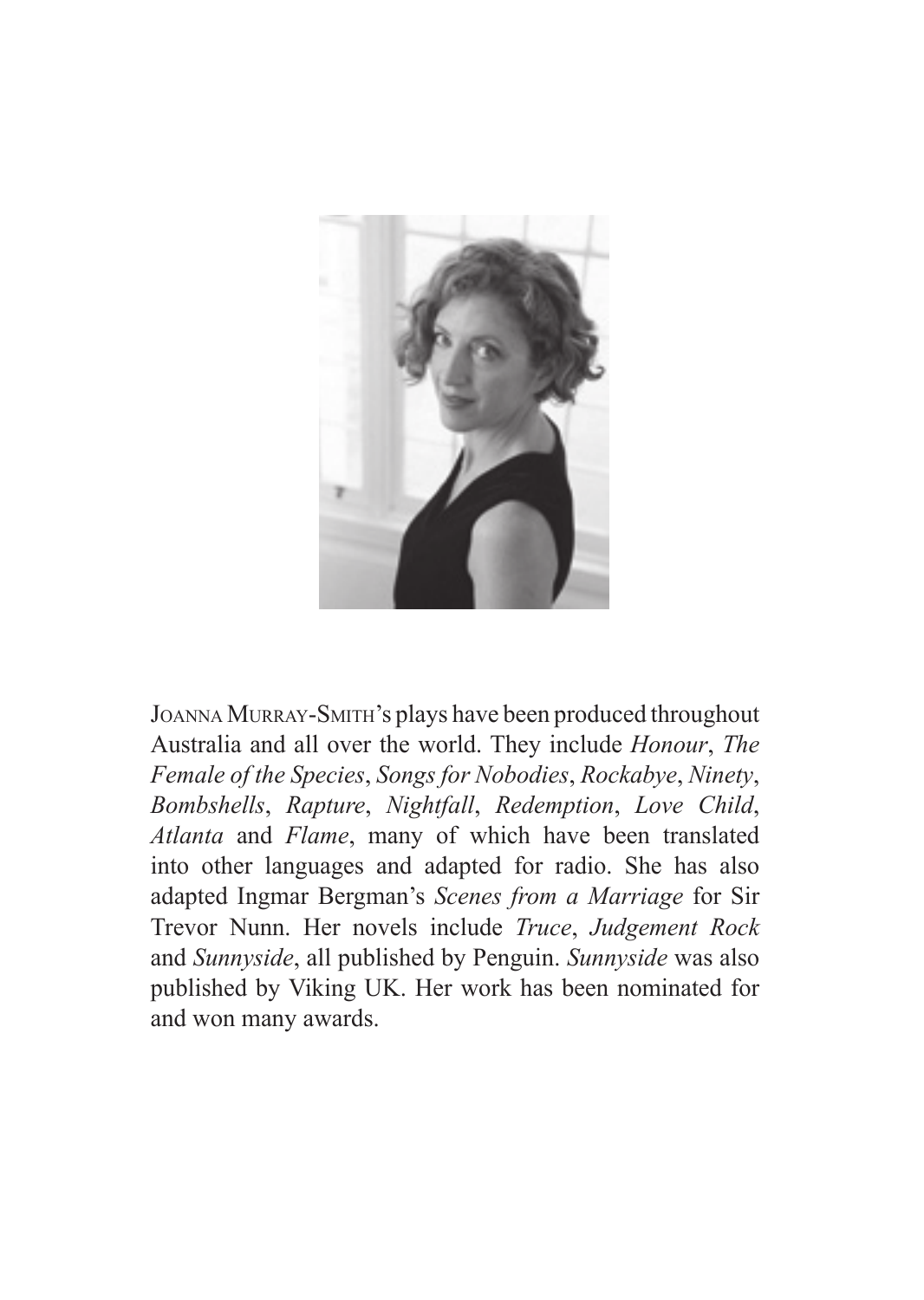JOANNA MURRAY-SMITH's plays have been produced throughout Australia and all over the world. They include *Honour*, *The Female of the Species*, *Songs for Nobodies*, *Rockabye*, *Ninety*, *Bombshells*, *Rapture*, *Nightfall*, *Redemption*, *Love Child*, *Atlanta* and *Flame*, many of which have been translated into other languages and adapted for radio. She has also adapted Ingmar Bergman's *Scenes from a Marriage* for Sir Trevor Nunn. Her novels include *Truce*, *Judgement Rock* and *Sunnyside*, all published by Penguin. *Sunnyside* was also published by Viking UK. Her work has been nominated for and won many awards.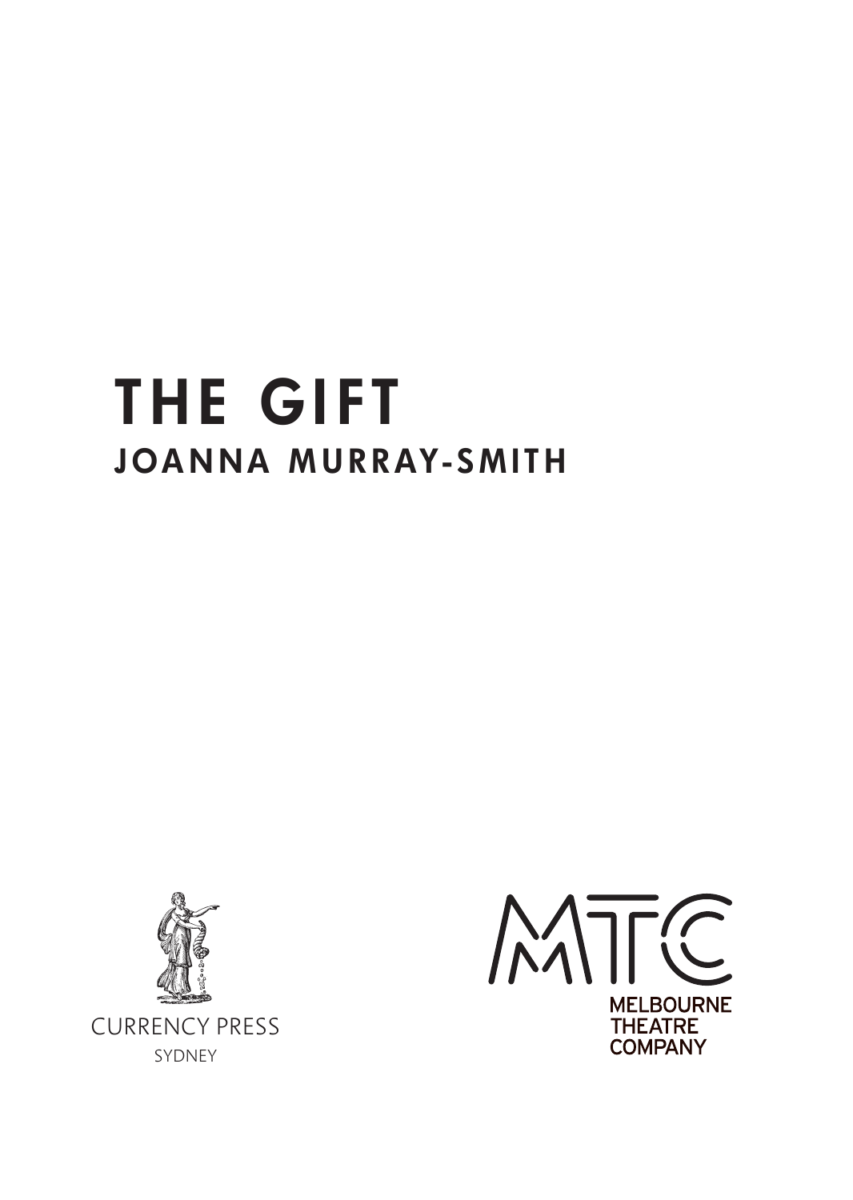# THE GIFT

## JOANNA MURRAY-SMITH

CURRENCY PRESS

SYDNEY

MTC

MELBOURNE THEATRE COMPANY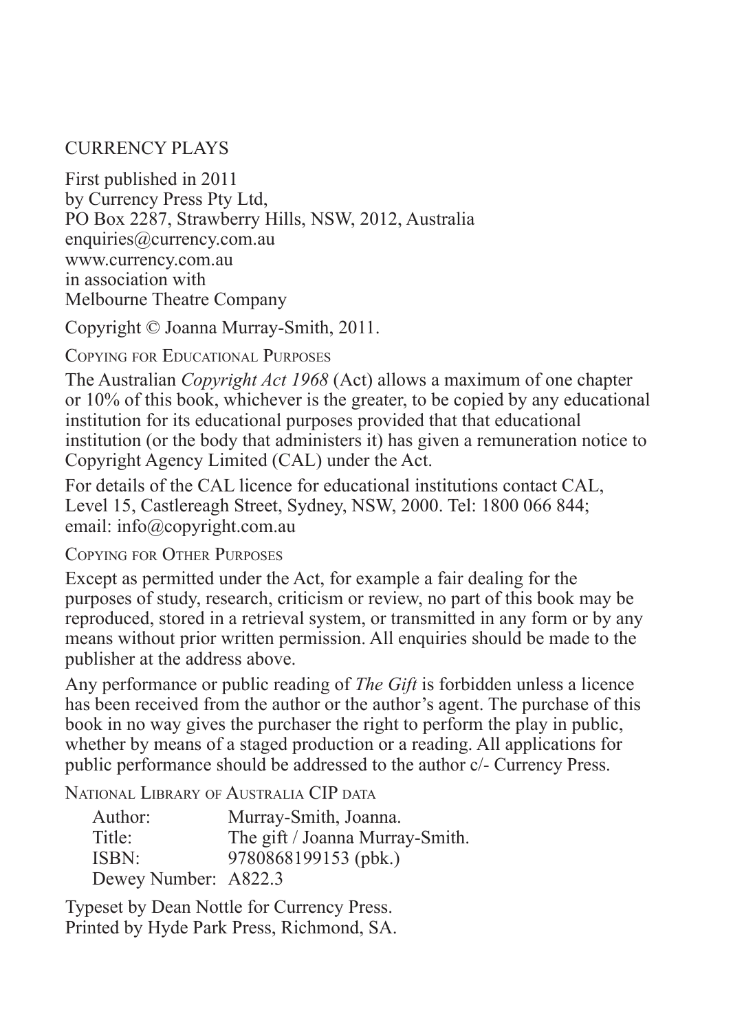CURRENCY PLAYS

First published in 2011
by Currency Press Pty Ltd,
PO Box 2287, Strawberry Hills, NSW, 2012, Australia
enquiries@currency.com.au
www.currency.com.au
in association with
Melbourne Theatre Company

Copyright © Joanna Murray-Smith, 2011.

COPYING FOR EDUCATIONAL PURPOSES

The Australian *Copyright Act 1968* (Act) allows a maximum of one chapter or 10% of this book, whichever is the greater, to be copied by any educational institution for its educational purposes provided that that educational institution (or the body that administers it) has given a remuneration notice to Copyright Agency Limited (CAL) under the Act.

For details of the CAL licence for educational institutions contact CAL, Level 15, Castlereagh Street, Sydney, NSW, 2000. Tel: 1800 066 844; email: info@copyright.com.au

COPYING FOR OTHER PURPOSES

Except as permitted under the Act, for example a fair dealing for the purposes of study, research, criticism or review, no part of this book may be reproduced, stored in a retrieval system, or transmitted in any form or by any means without prior written permission. All enquiries should be made to the publisher at the address above.

Any performance or public reading of *The Gift* is forbidden unless a licence has been received from the author or the author's agent. The purchase of this book in no way gives the purchaser the right to perform the play in public, whether by means of a staged production or a reading. All applications for public performance should be addressed to the author c/- Currency Press.

NATIONAL LIBRARY OF AUSTRALIA CIP DATA

Author: Murray-Smith, Joanna.
Title: The gift / Joanna Murray-Smith.
ISBN: 9780868199153 (pbk.)
Dewey Number: A822.3

Typeset by Dean Nottle for Currency Press.
Printed by Hyde Park Press, Richmond, SA.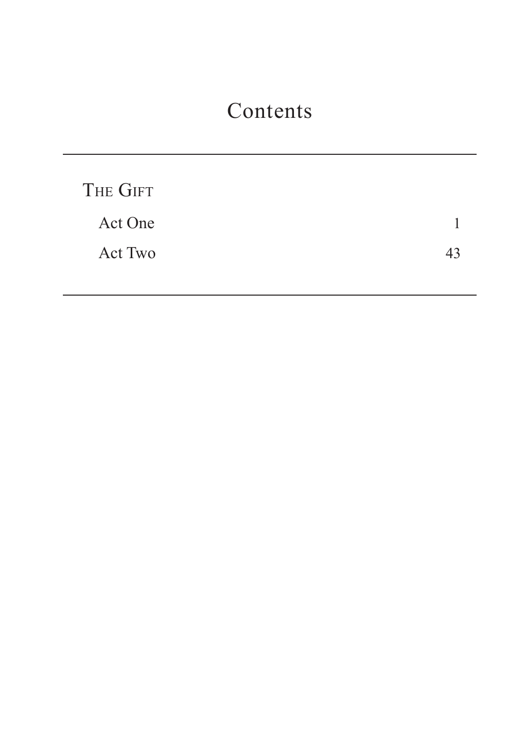# Contents

THE GIFT

| | |
|---|---|
| Act One | 1 |
| Act Two | 43 |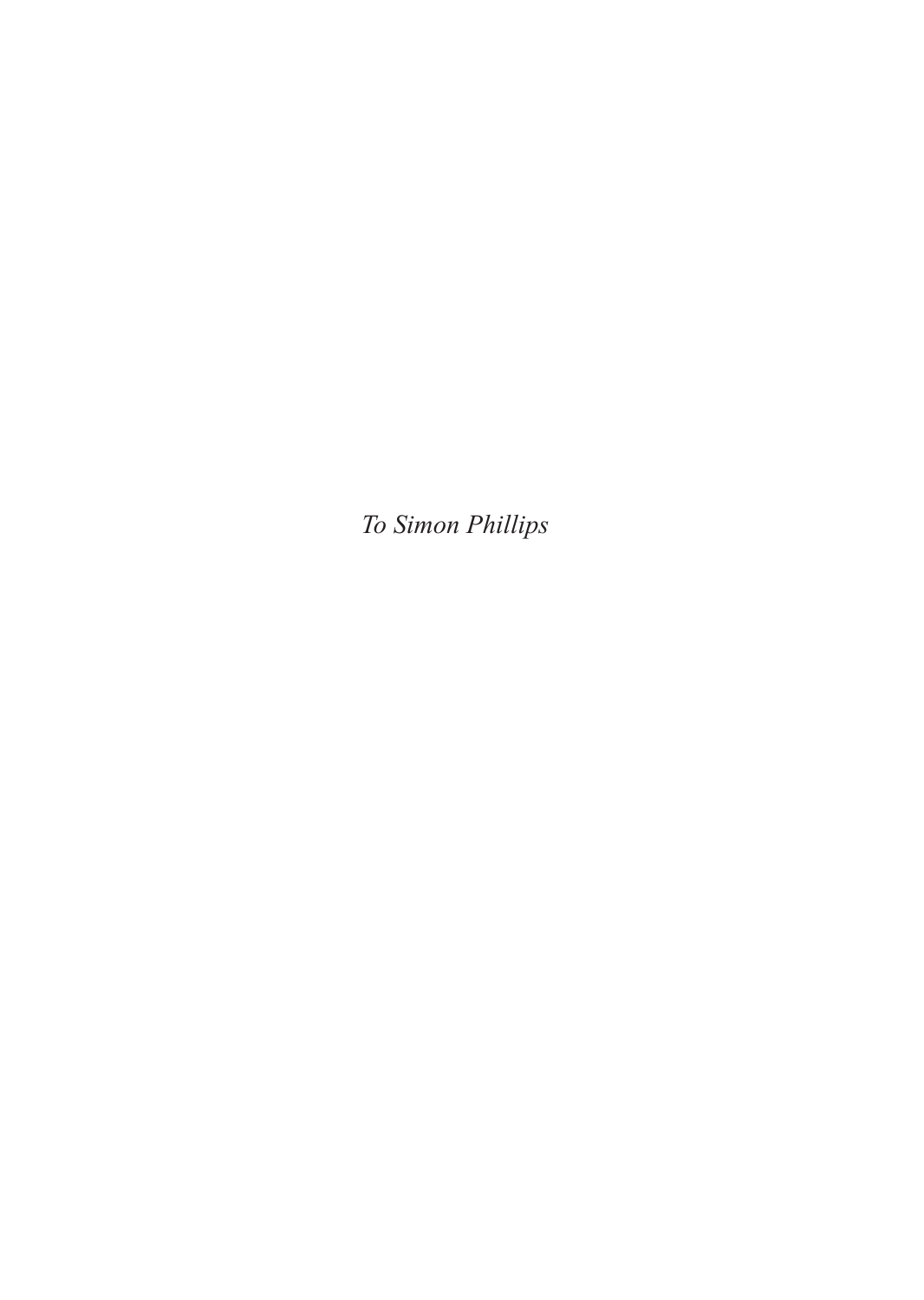*To Simon Phillips*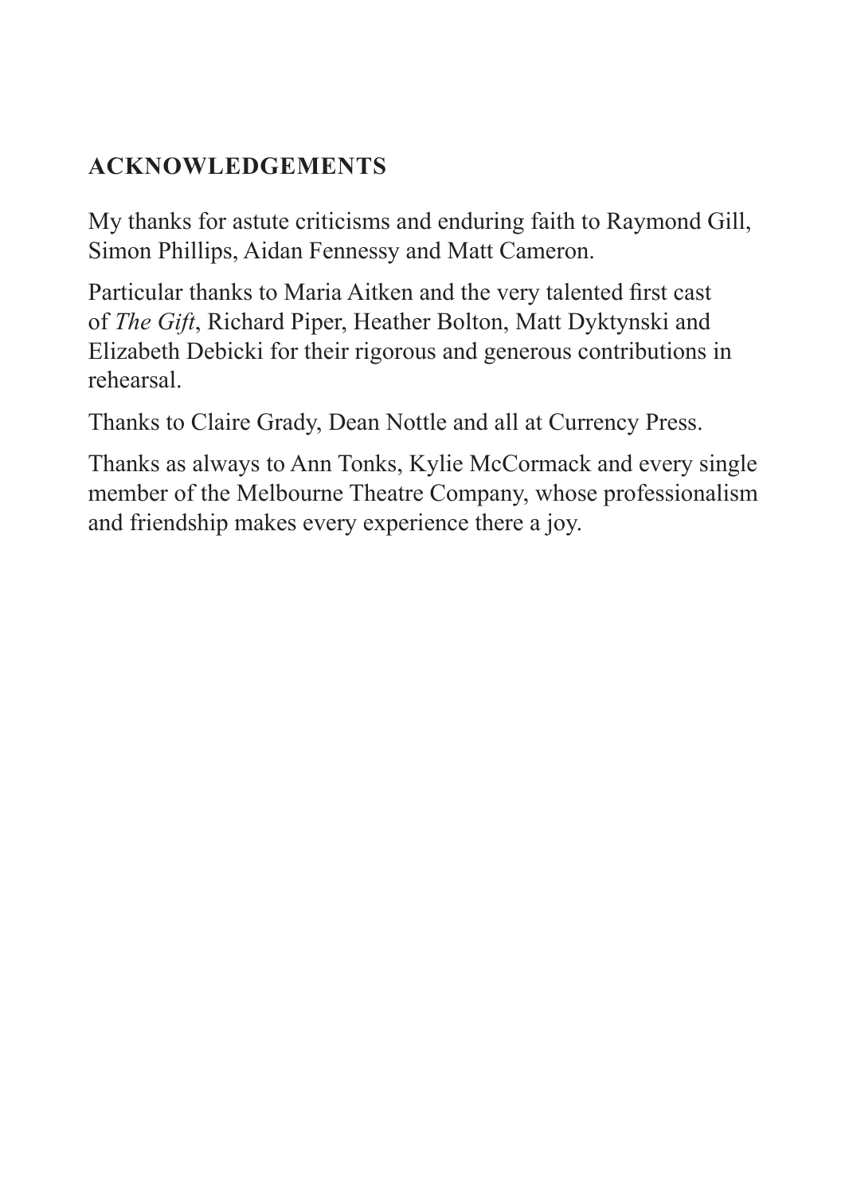## ACKNOWLEDGEMENTS

My thanks for astute criticisms and enduring faith to Raymond Gill, Simon Phillips, Aidan Fennessy and Matt Cameron.

Particular thanks to Maria Aitken and the very talented first cast of *The Gift*, Richard Piper, Heather Bolton, Matt Dyktynski and Elizabeth Debicki for their rigorous and generous contributions in rehearsal.

Thanks to Claire Grady, Dean Nottle and all at Currency Press.

Thanks as always to Ann Tonks, Kylie McCormack and every single member of the Melbourne Theatre Company, whose professionalism and friendship makes every experience there a joy.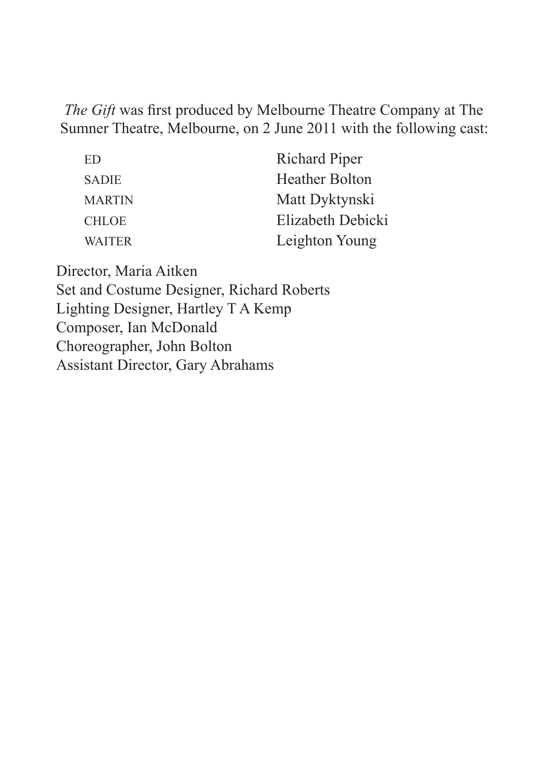*The Gift* was first produced by Melbourne Theatre Company at The Sumner Theatre, Melbourne, on 2 June 2011 with the following cast:

| | |
|---|---|
| ED | Richard Piper |
| SADIE | Heather Bolton |
| MARTIN | Matt Dyktynski |
| CHLOE | Elizabeth Debicki |
| WAITER | Leighton Young |

Director, Maria Aitken
Set and Costume Designer, Richard Roberts
Lighting Designer, Hartley T A Kemp
Composer, Ian McDonald
Choreographer, John Bolton
Assistant Director, Gary Abrahams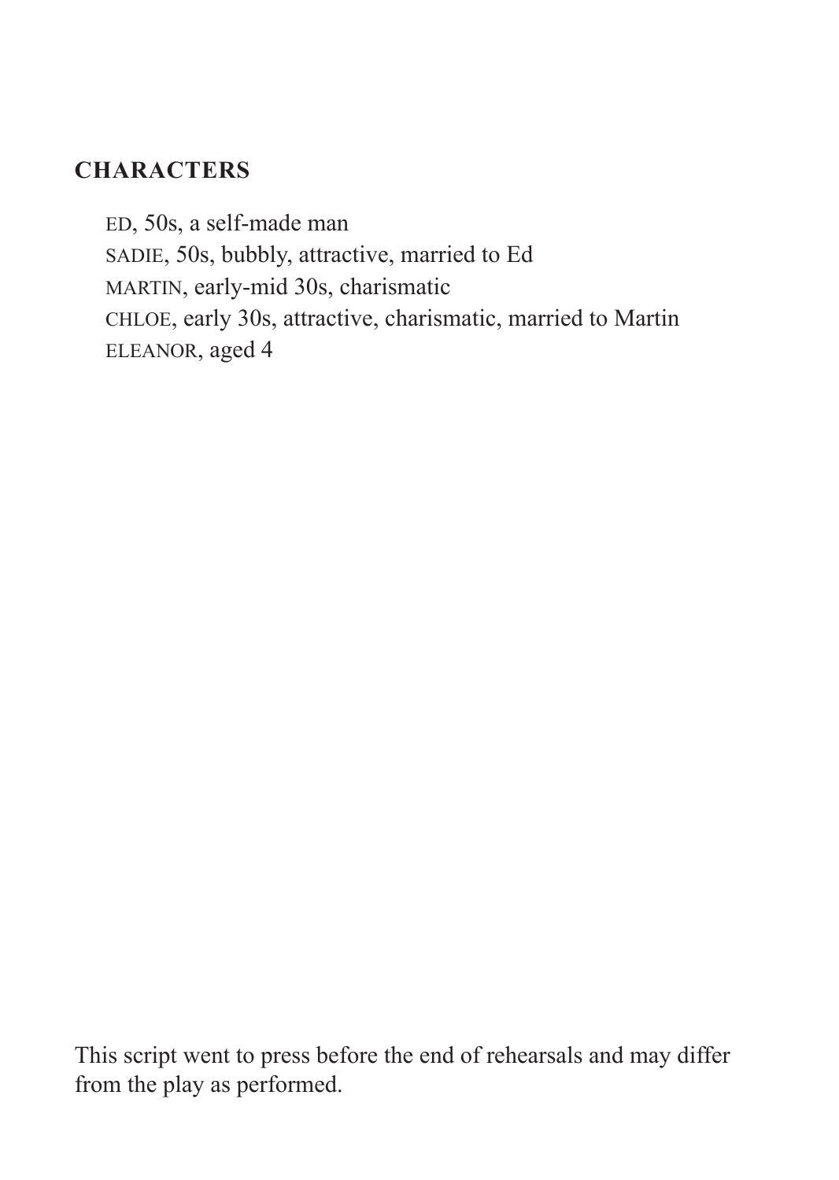## CHARACTERS

ED, 50s, a self-made man
SADIE, 50s, bubbly, attractive, married to Ed
MARTIN, early-mid 30s, charismatic
CHLOE, early 30s, attractive, charismatic, married to Martin
ELEANOR, aged 4

This script went to press before the end of rehearsals and may differ from the play as performed.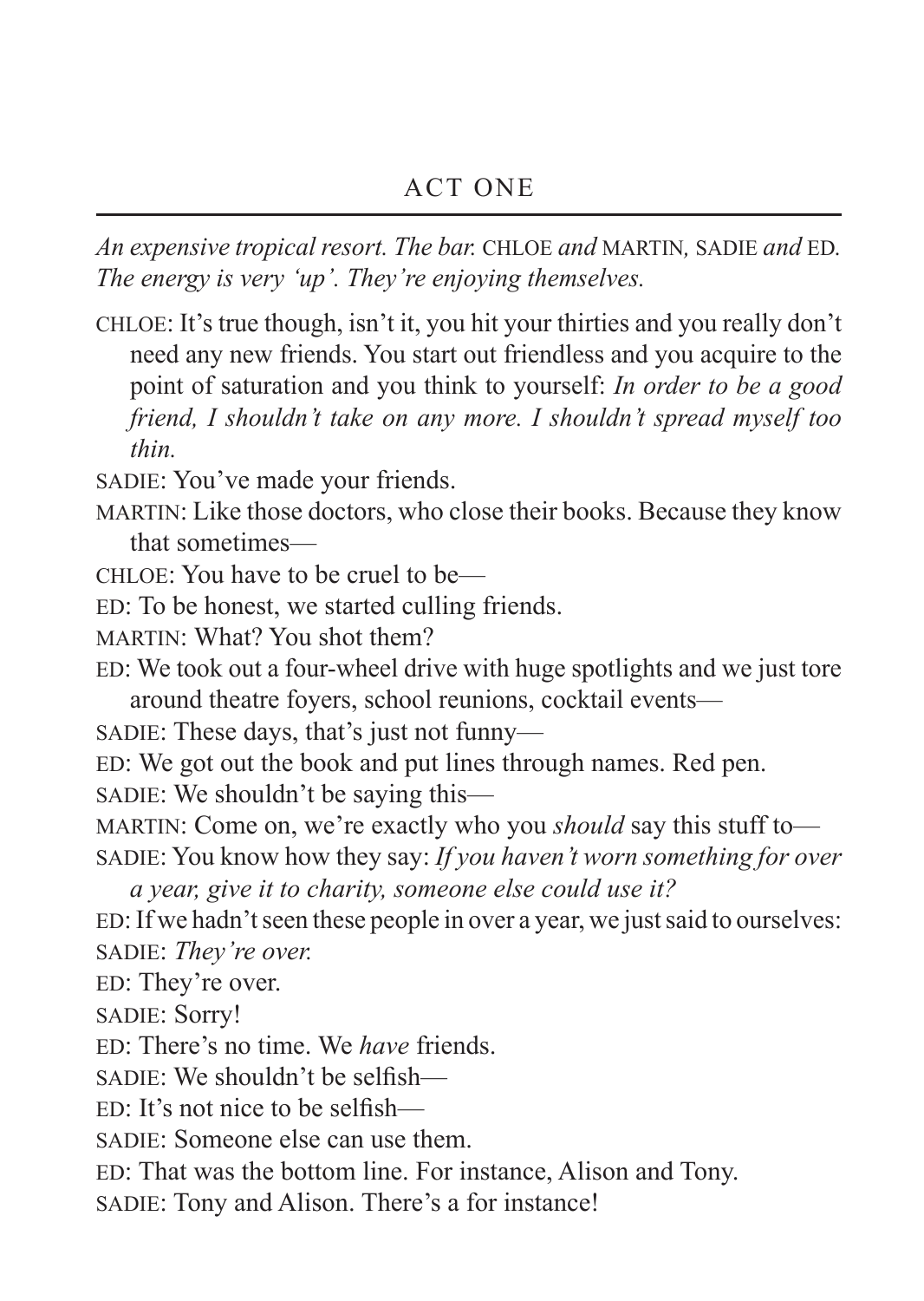## ACT ONE

*An expensive tropical resort. The bar.* CHLOE *and* MARTIN*,* SADIE *and* ED*. The energy is very 'up'. They're enjoying themselves.*

CHLOE: It's true though, isn't it, you hit your thirties and you really don't need any new friends. You start out friendless and you acquire to the point of saturation and you think to yourself: *In order to be a good friend, I shouldn't take on any more. I shouldn't spread myself too thin.*

SADIE: You've made your friends.

MARTIN: Like those doctors, who close their books. Because they know that sometimes—

CHLOE: You have to be cruel to be—

ED: To be honest, we started culling friends.

MARTIN: What? You shot them?

ED: We took out a four-wheel drive with huge spotlights and we just tore around theatre foyers, school reunions, cocktail events—

SADIE: These days, that's just not funny—

ED: We got out the book and put lines through names. Red pen.

SADIE: We shouldn't be saying this—

MARTIN: Come on, we're exactly who you *should* say this stuff to—

SADIE: You know how they say: *If you haven't worn something for over a year, give it to charity, someone else could use it?*

ED: If we hadn't seen these people in over a year, we just said to ourselves:

SADIE: *They're over.*

ED: They're over.

SADIE: Sorry!

ED: There's no time. We *have* friends.

SADIE: We shouldn't be selfish—

ED: It's not nice to be selfish—

SADIE: Someone else can use them.

ED: That was the bottom line. For instance, Alison and Tony.

SADIE: Tony and Alison. There's a for instance!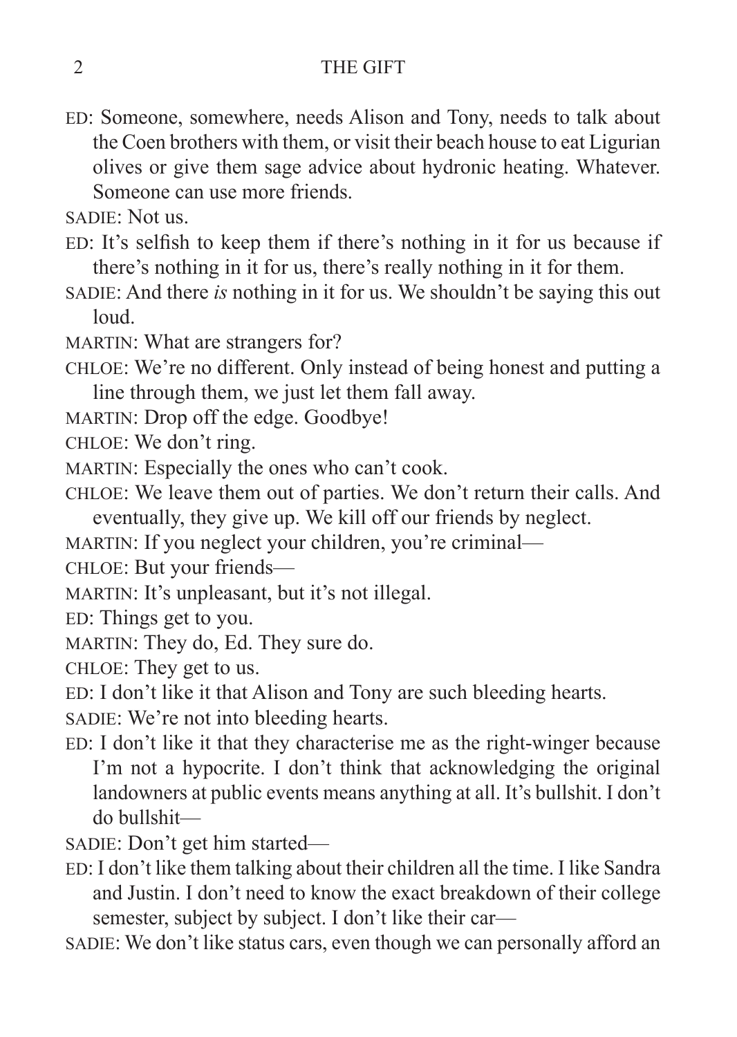ED: Someone, somewhere, needs Alison and Tony, needs to talk about the Coen brothers with them, or visit their beach house to eat Ligurian olives or give them sage advice about hydronic heating. Whatever. Someone can use more friends.

SADIE: Not us.

ED: It's selfish to keep them if there's nothing in it for us because if there's nothing in it for us, there's really nothing in it for them.

SADIE: And there *is* nothing in it for us. We shouldn't be saying this out loud.

MARTIN: What are strangers for?

CHLOE: We're no different. Only instead of being honest and putting a line through them, we just let them fall away.

MARTIN: Drop off the edge. Goodbye!

CHLOE: We don't ring.

MARTIN: Especially the ones who can't cook.

CHLOE: We leave them out of parties. We don't return their calls. And eventually, they give up. We kill off our friends by neglect.

MARTIN: If you neglect your children, you're criminal—

CHLOE: But your friends—

MARTIN: It's unpleasant, but it's not illegal.

ED: Things get to you.

MARTIN: They do, Ed. They sure do.

CHLOE: They get to us.

ED: I don't like it that Alison and Tony are such bleeding hearts.

SADIE: We're not into bleeding hearts.

ED: I don't like it that they characterise me as the right-winger because I'm not a hypocrite. I don't think that acknowledging the original landowners at public events means anything at all. It's bullshit. I don't do bullshit—

SADIE: Don't get him started—

ED: I don't like them talking about their children all the time. I like Sandra and Justin. I don't need to know the exact breakdown of their college semester, subject by subject. I don't like their car—

SADIE: We don't like status cars, even though we can personally afford an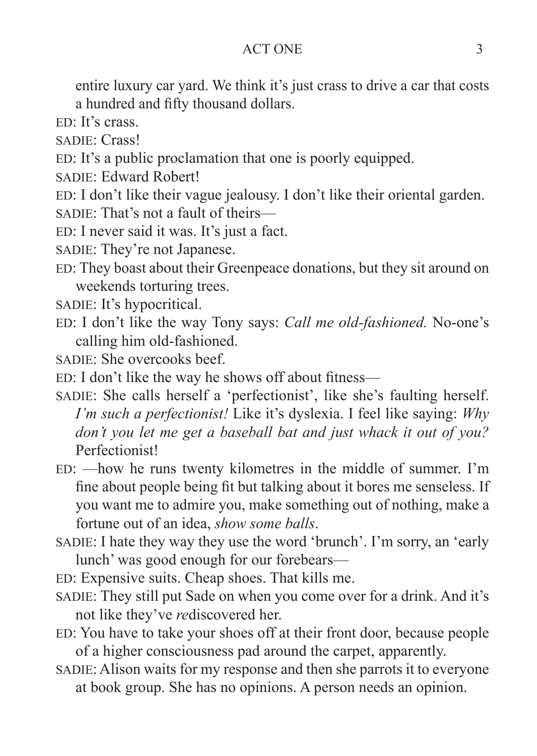entire luxury car yard. We think it's just crass to drive a car that costs a hundred and fifty thousand dollars.

ED: It's crass.

SADIE: Crass!

ED: It's a public proclamation that one is poorly equipped.

SADIE: Edward Robert!

ED: I don't like their vague jealousy. I don't like their oriental garden.

SADIE: That's not a fault of theirs—

ED: I never said it was. It's just a fact.

SADIE: They're not Japanese.

ED: They boast about their Greenpeace donations, but they sit around on weekends torturing trees.

SADIE: It's hypocritical.

ED: I don't like the way Tony says: *Call me old-fashioned.* No-one's calling him old-fashioned.

SADIE: She overcooks beef.

ED: I don't like the way he shows off about fitness—

SADIE: She calls herself a 'perfectionist', like she's faulting herself. *I'm such a perfectionist!* Like it's dyslexia. I feel like saying: *Why don't you let me get a baseball bat and just whack it out of you?* Perfectionist!

ED: —how he runs twenty kilometres in the middle of summer. I'm fine about people being fit but talking about it bores me senseless. If you want me to admire you, make something out of nothing, make a fortune out of an idea, *show some balls*.

SADIE: I hate they way they use the word 'brunch'. I'm sorry, an 'early lunch' was good enough for our forebears—

ED: Expensive suits. Cheap shoes. That kills me.

SADIE: They still put Sade on when you come over for a drink. And it's not like they've *re*discovered her.

ED: You have to take your shoes off at their front door, because people of a higher consciousness pad around the carpet, apparently.

SADIE: Alison waits for my response and then she parrots it to everyone at book group. She has no opinions. A person needs an opinion.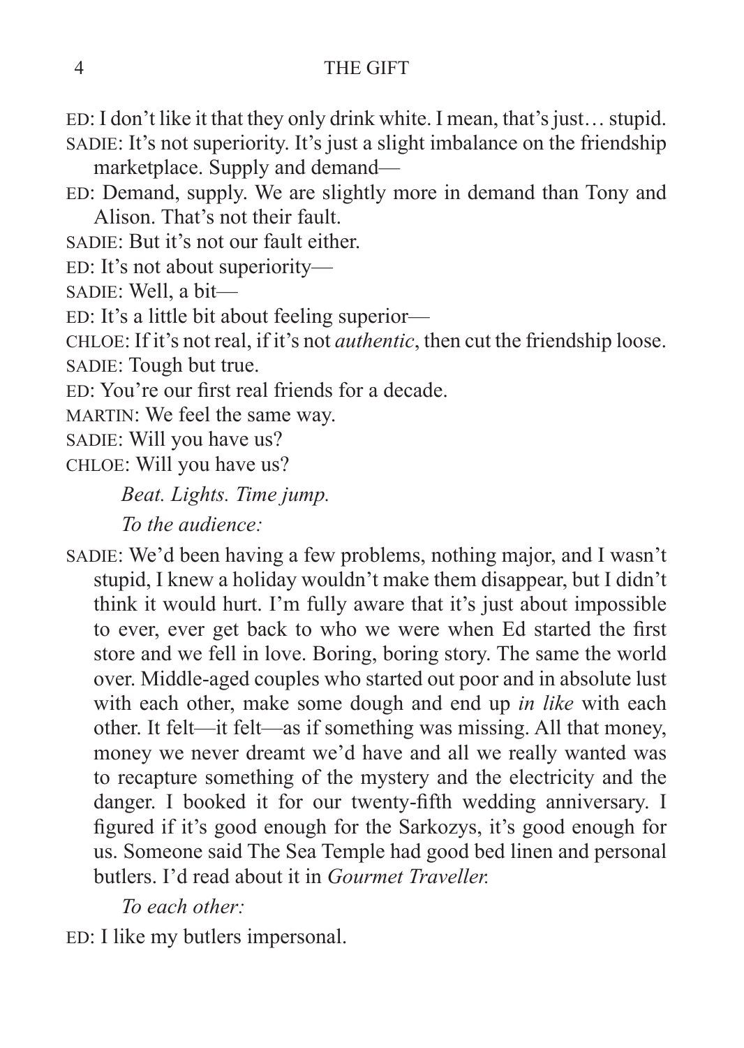ED: I don't like it that they only drink white. I mean, that's just… stupid.

SADIE: It's not superiority. It's just a slight imbalance on the friendship marketplace. Supply and demand—

ED: Demand, supply. We are slightly more in demand than Tony and Alison. That's not their fault.

SADIE: But it's not our fault either.

ED: It's not about superiority—

SADIE: Well, a bit—

ED: It's a little bit about feeling superior—

CHLOE: If it's not real, if it's not *authentic*, then cut the friendship loose.

SADIE: Tough but true.

ED: You're our first real friends for a decade.

MARTIN: We feel the same way.

SADIE: Will you have us?

CHLOE: Will you have us?

*Beat. Lights. Time jump.*

*To the audience:*

SADIE: We'd been having a few problems, nothing major, and I wasn't stupid, I knew a holiday wouldn't make them disappear, but I didn't think it would hurt. I'm fully aware that it's just about impossible to ever, ever get back to who we were when Ed started the first store and we fell in love. Boring, boring story. The same the world over. Middle-aged couples who started out poor and in absolute lust with each other, make some dough and end up *in like* with each other. It felt—it felt—as if something was missing. All that money, money we never dreamt we'd have and all we really wanted was to recapture something of the mystery and the electricity and the danger. I booked it for our twenty-fifth wedding anniversary. I figured if it's good enough for the Sarkozys, it's good enough for us. Someone said The Sea Temple had good bed linen and personal butlers. I'd read about it in *Gourmet Traveller.*

*To each other:*

ED: I like my butlers impersonal.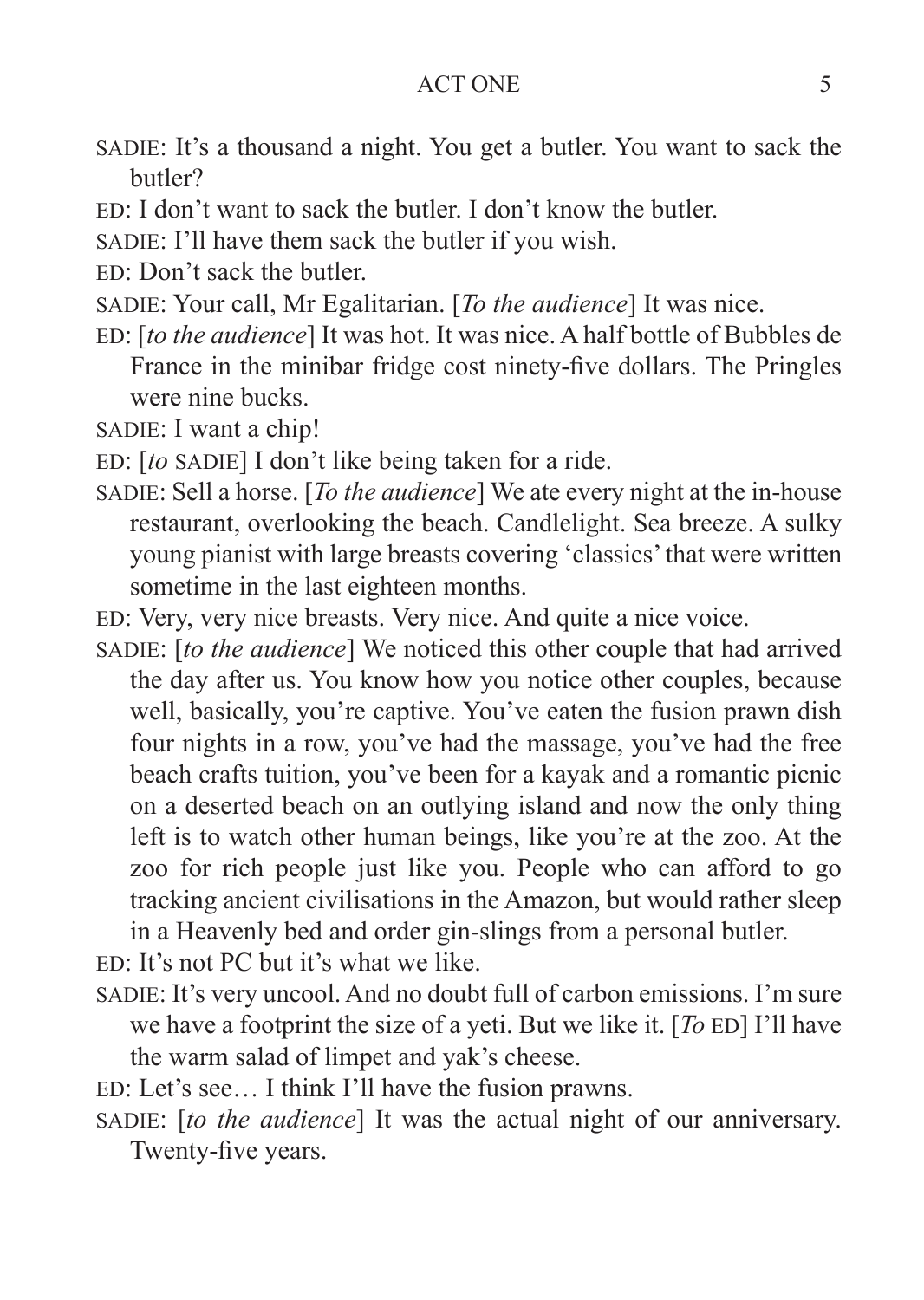SADIE: It's a thousand a night. You get a butler. You want to sack the butler?

ED: I don't want to sack the butler. I don't know the butler.

SADIE: I'll have them sack the butler if you wish.

ED: Don't sack the butler.

SADIE: Your call, Mr Egalitarian. [*To the audience*] It was nice.

ED: [*to the audience*] It was hot. It was nice. A half bottle of Bubbles de France in the minibar fridge cost ninety-five dollars. The Pringles were nine bucks.

SADIE: I want a chip!

ED: [*to* SADIE] I don't like being taken for a ride.

SADIE: Sell a horse. [*To the audience*] We ate every night at the in-house restaurant, overlooking the beach. Candlelight. Sea breeze. A sulky young pianist with large breasts covering 'classics' that were written sometime in the last eighteen months.

ED: Very, very nice breasts. Very nice. And quite a nice voice.

SADIE: [*to the audience*] We noticed this other couple that had arrived the day after us. You know how you notice other couples, because well, basically, you're captive. You've eaten the fusion prawn dish four nights in a row, you've had the massage, you've had the free beach crafts tuition, you've been for a kayak and a romantic picnic on a deserted beach on an outlying island and now the only thing left is to watch other human beings, like you're at the zoo. At the zoo for rich people just like you. People who can afford to go tracking ancient civilisations in the Amazon, but would rather sleep in a Heavenly bed and order gin-slings from a personal butler.

ED: It's not PC but it's what we like.

SADIE: It's very uncool. And no doubt full of carbon emissions. I'm sure we have a footprint the size of a yeti. But we like it. [*To* ED] I'll have the warm salad of limpet and yak's cheese.

ED: Let's see… I think I'll have the fusion prawns.

SADIE: [*to the audience*] It was the actual night of our anniversary. Twenty-five years.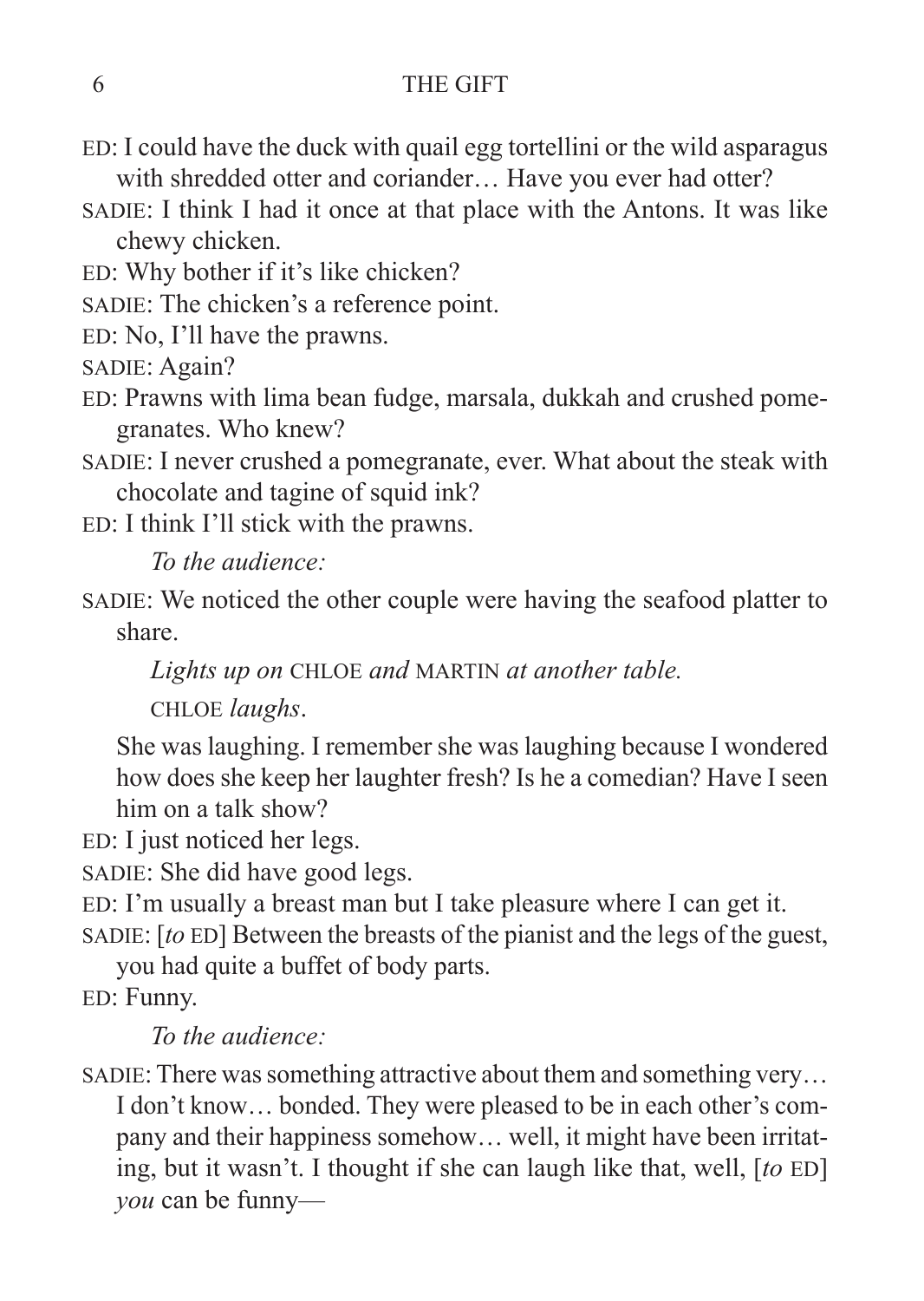ED: I could have the duck with quail egg tortellini or the wild asparagus with shredded otter and coriander… Have you ever had otter?

SADIE: I think I had it once at that place with the Antons. It was like chewy chicken.

ED: Why bother if it's like chicken?

SADIE: The chicken's a reference point.

ED: No, I'll have the prawns.

SADIE: Again?

ED: Prawns with lima bean fudge, marsala, dukkah and crushed pomegranates. Who knew?

SADIE: I never crushed a pomegranate, ever. What about the steak with chocolate and tagine of squid ink?

ED: I think I'll stick with the prawns.

*To the audience:*

SADIE: We noticed the other couple were having the seafood platter to share.

*Lights up on* CHLOE *and* MARTIN *at another table.*

CHLOE *laughs*.

She was laughing. I remember she was laughing because I wondered how does she keep her laughter fresh? Is he a comedian? Have I seen him on a talk show?

ED: I just noticed her legs.

SADIE: She did have good legs.

ED: I'm usually a breast man but I take pleasure where I can get it.

SADIE: [*to* ED] Between the breasts of the pianist and the legs of the guest, you had quite a buffet of body parts.

ED: Funny.

*To the audience:*

SADIE: There was something attractive about them and something very… I don't know… bonded. They were pleased to be in each other's company and their happiness somehow… well, it might have been irritating, but it wasn't. I thought if she can laugh like that, well, [*to* ED] *you* can be funny—